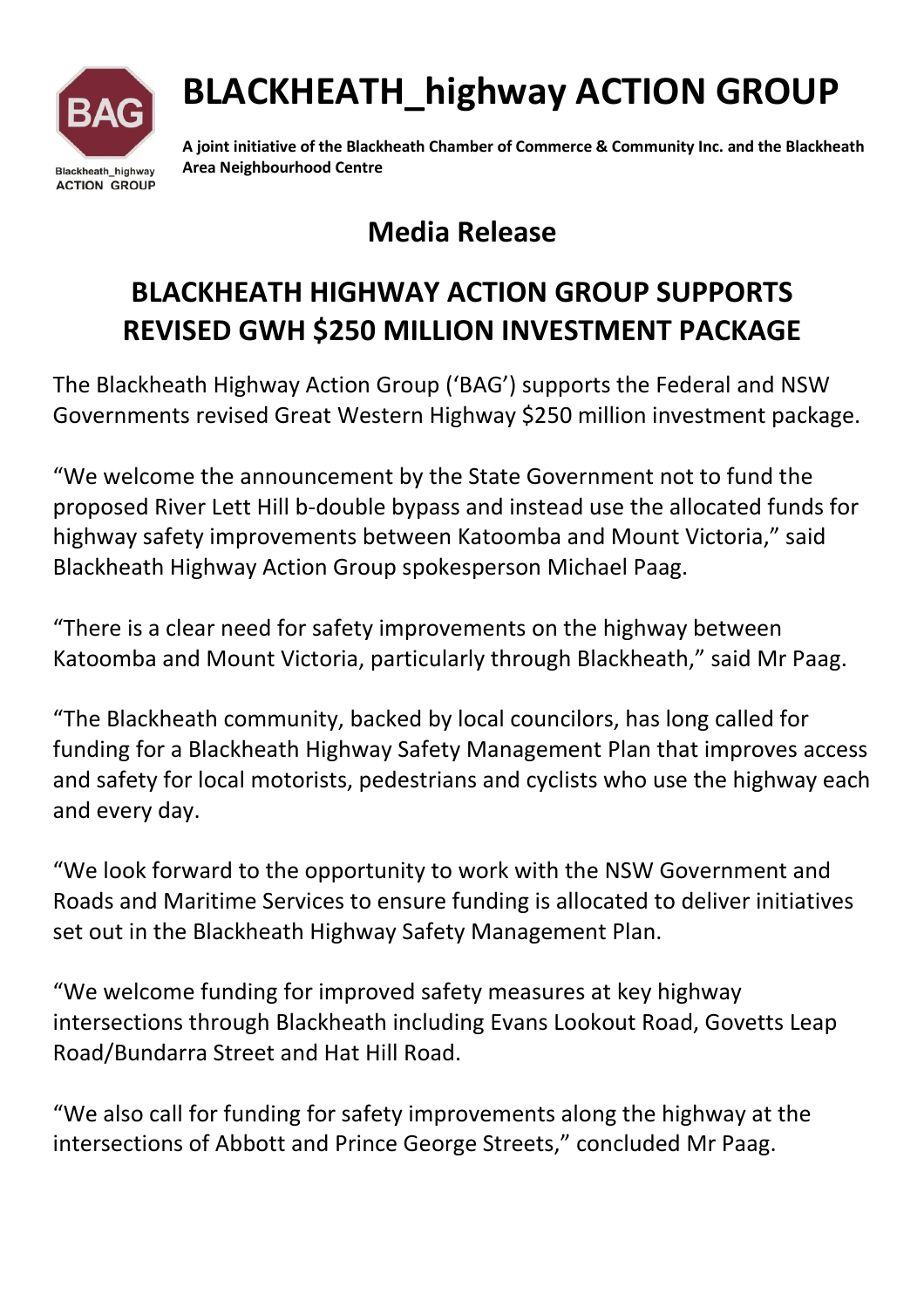# BLACKHEATH_highway ACTION GROUP

**A joint initiative of the Blackheath Chamber of Commerce & Community Inc. and the Blackheath Area Neighbourhood Centre**

## Media Release

## BLACKHEATH HIGHWAY ACTION GROUP SUPPORTS REVISED GWH $250 MILLION INVESTMENT PACKAGE

The Blackheath Highway Action Group ('BAG') supports the Federal and NSW Governments revised Great Western Highway $250 million investment package.

"We welcome the announcement by the State Government not to fund the proposed River Lett Hill b-double bypass and instead use the allocated funds for highway safety improvements between Katoomba and Mount Victoria," said Blackheath Highway Action Group spokesperson Michael Paag.

"There is a clear need for safety improvements on the highway between Katoomba and Mount Victoria, particularly through Blackheath," said Mr Paag.

"The Blackheath community, backed by local councilors, has long called for funding for a Blackheath Highway Safety Management Plan that improves access and safety for local motorists, pedestrians and cyclists who use the highway each and every day.

"We look forward to the opportunity to work with the NSW Government and Roads and Maritime Services to ensure funding is allocated to deliver initiatives set out in the Blackheath Highway Safety Management Plan.

"We welcome funding for improved safety measures at key highway intersections through Blackheath including Evans Lookout Road, Govetts Leap Road/Bundarra Street and Hat Hill Road.

"We also call for funding for safety improvements along the highway at the intersections of Abbott and Prince George Streets," concluded Mr Paag.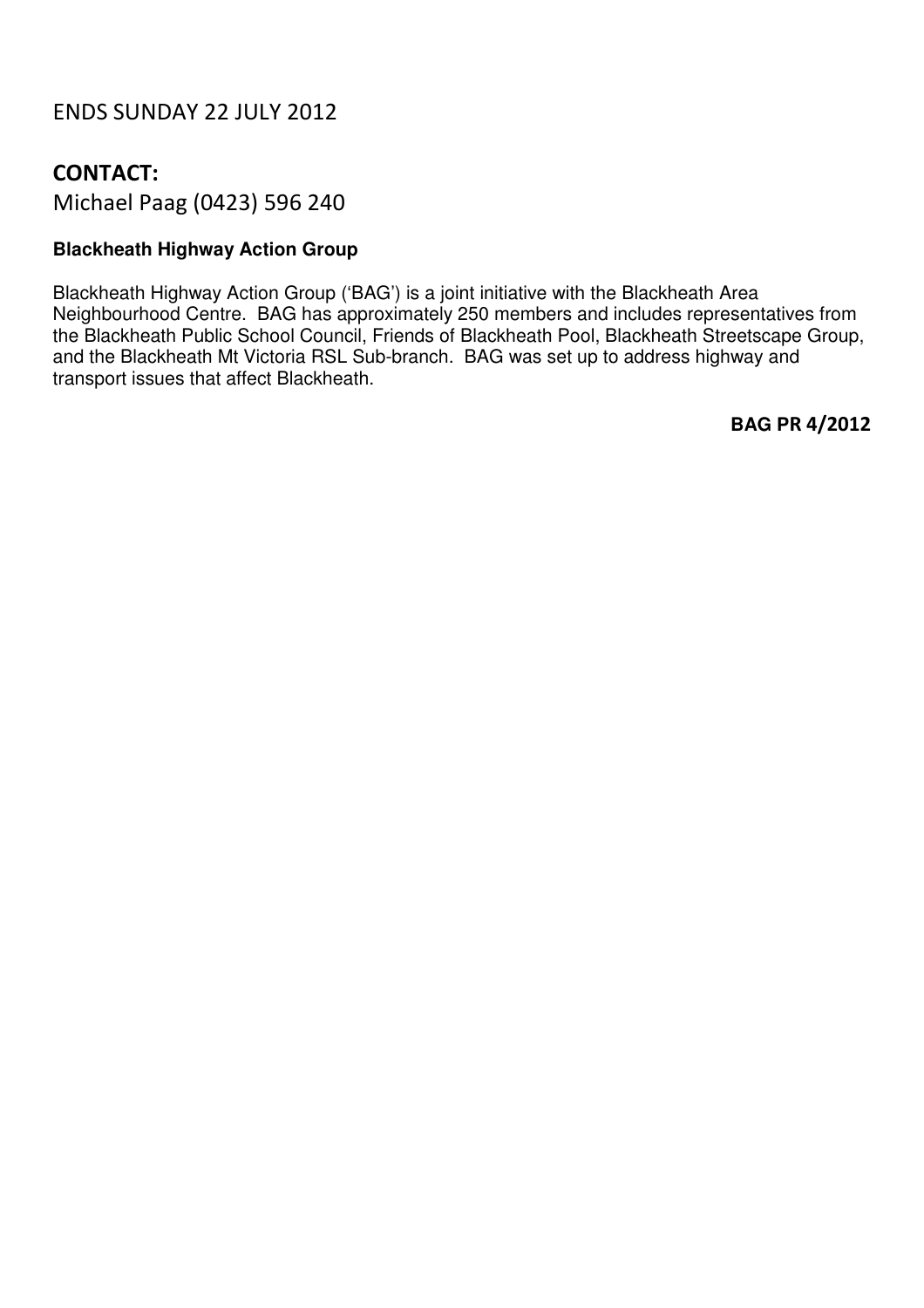ENDS SUNDAY 22 JULY 2012

**CONTACT:**

Michael Paag (0423) 596 240

**Blackheath Highway Action Group**

Blackheath Highway Action Group ('BAG') is a joint initiative with the Blackheath Area Neighbourhood Centre. BAG has approximately 250 members and includes representatives from the Blackheath Public School Council, Friends of Blackheath Pool, Blackheath Streetscape Group, and the Blackheath Mt Victoria RSL Sub-branch. BAG was set up to address highway and transport issues that affect Blackheath.

**BAG PR 4/2012**